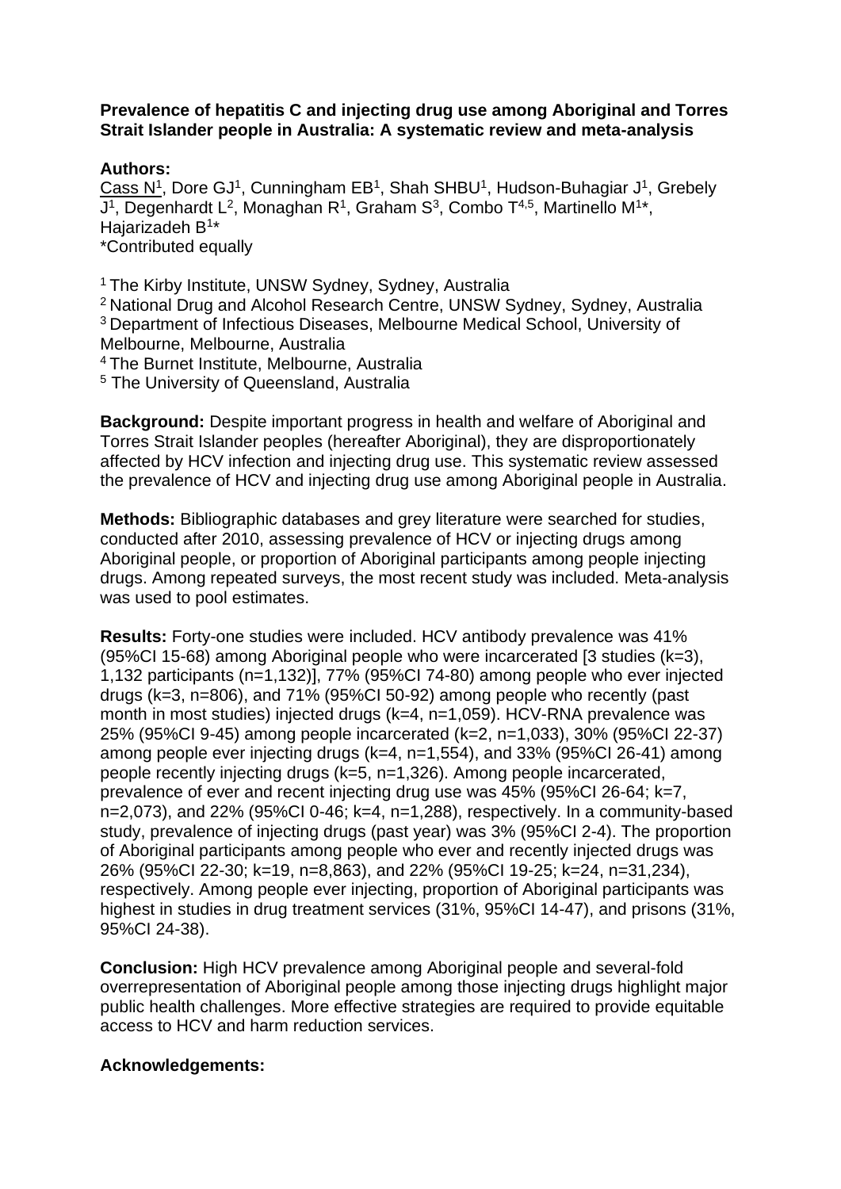**Prevalence of hepatitis C and injecting drug use among Aboriginal and Torres Strait Islander people in Australia: A systematic review and meta-analysis**

**Authors:**
Cass N[1], Dore GJ[1], Cunningham EB[1], Shah SHBU[1], Hudson-Buhagiar J[1], Grebely J[1], Degenhardt L[2], Monaghan R[1], Graham S[3], Combo T[4,5], Martinello M[1]*, Hajarizadeh B[1]*
*Contributed equally

[1] The Kirby Institute, UNSW Sydney, Sydney, Australia
[2] National Drug and Alcohol Research Centre, UNSW Sydney, Sydney, Australia
[3] Department of Infectious Diseases, Melbourne Medical School, University of Melbourne, Melbourne, Australia
[4] The Burnet Institute, Melbourne, Australia
[5] The University of Queensland, Australia

**Background:** Despite important progress in health and welfare of Aboriginal and Torres Strait Islander peoples (hereafter Aboriginal), they are disproportionately affected by HCV infection and injecting drug use. This systematic review assessed the prevalence of HCV and injecting drug use among Aboriginal people in Australia.

**Methods:** Bibliographic databases and grey literature were searched for studies, conducted after 2010, assessing prevalence of HCV or injecting drugs among Aboriginal people, or proportion of Aboriginal participants among people injecting drugs. Among repeated surveys, the most recent study was included. Meta-analysis was used to pool estimates.

**Results:** Forty-one studies were included. HCV antibody prevalence was 41% (95%CI 15-68) among Aboriginal people who were incarcerated [3 studies (k=3), 1,132 participants (n=1,132)], 77% (95%CI 74-80) among people who ever injected drugs (k=3, n=806), and 71% (95%CI 50-92) among people who recently (past month in most studies) injected drugs (k=4, n=1,059). HCV-RNA prevalence was 25% (95%CI 9-45) among people incarcerated (k=2, n=1,033), 30% (95%CI 22-37) among people ever injecting drugs (k=4, n=1,554), and 33% (95%CI 26-41) among people recently injecting drugs (k=5, n=1,326). Among people incarcerated, prevalence of ever and recent injecting drug use was 45% (95%CI 26-64; k=7, n=2,073), and 22% (95%CI 0-46; k=4, n=1,288), respectively. In a community-based study, prevalence of injecting drugs (past year) was 3% (95%CI 2-4). The proportion of Aboriginal participants among people who ever and recently injected drugs was 26% (95%CI 22-30; k=19, n=8,863), and 22% (95%CI 19-25; k=24, n=31,234), respectively. Among people ever injecting, proportion of Aboriginal participants was highest in studies in drug treatment services (31%, 95%CI 14-47), and prisons (31%, 95%CI 24-38).

**Conclusion:** High HCV prevalence among Aboriginal people and several-fold overrepresentation of Aboriginal people among those injecting drugs highlight major public health challenges. More effective strategies are required to provide equitable access to HCV and harm reduction services.

**Acknowledgements:**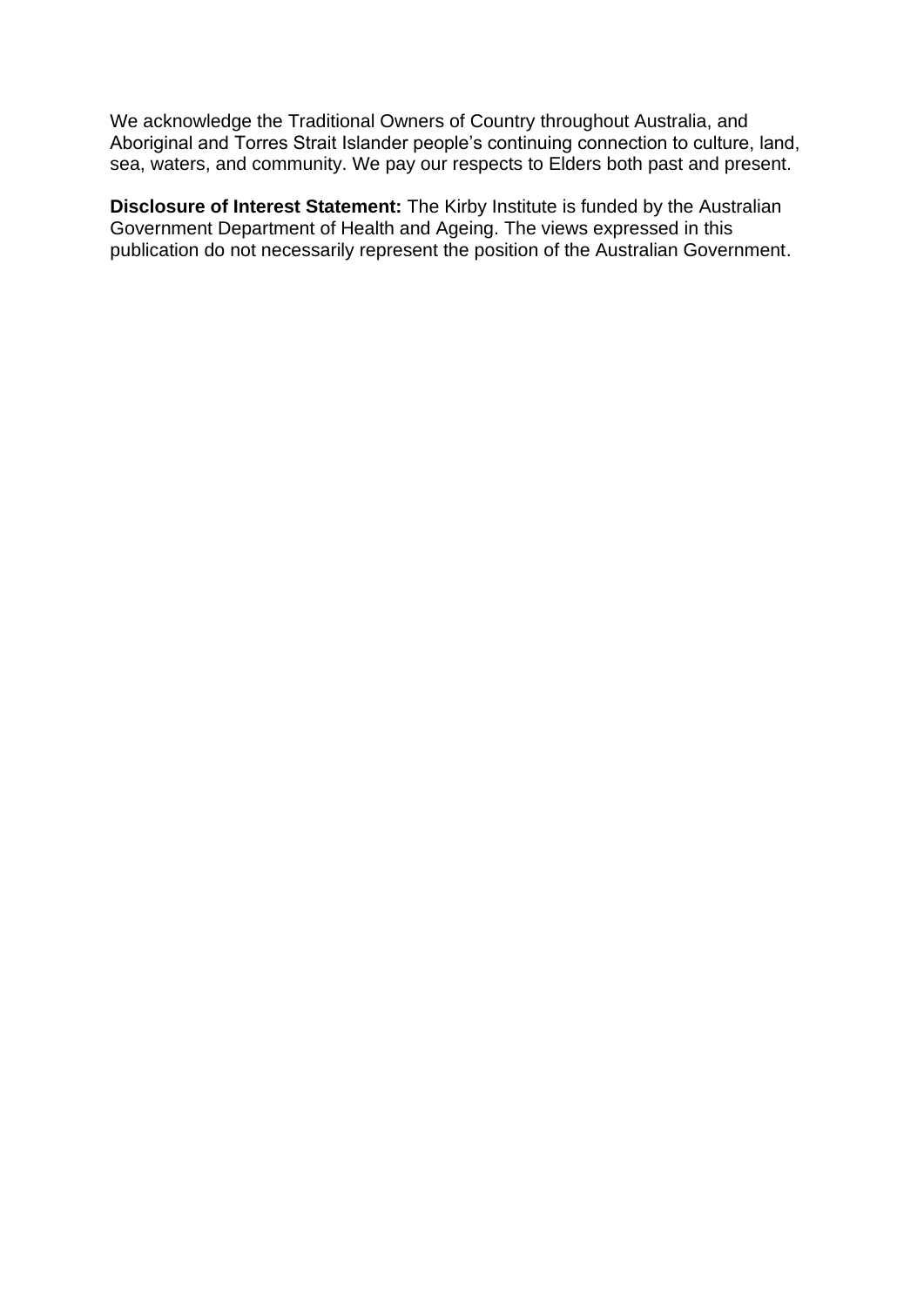We acknowledge the Traditional Owners of Country throughout Australia, and Aboriginal and Torres Strait Islander people's continuing connection to culture, land, sea, waters, and community. We pay our respects to Elders both past and present.

**Disclosure of Interest Statement:** The Kirby Institute is funded by the Australian Government Department of Health and Ageing. The views expressed in this publication do not necessarily represent the position of the Australian Government.